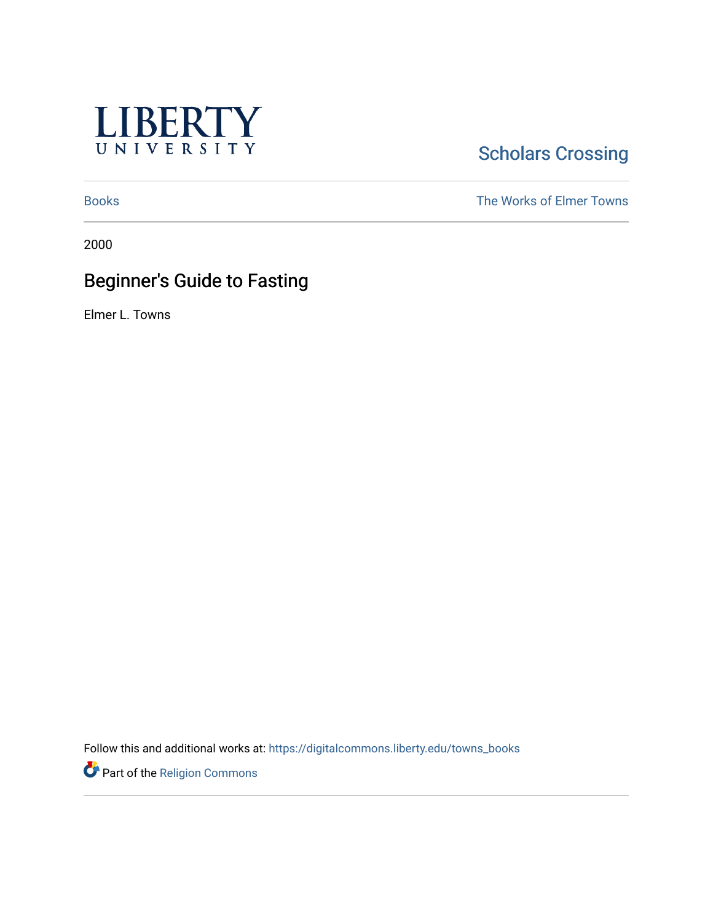LIBERTY UNIVERSITY

Scholars Crossing

Books | The Works of Elmer Towns
--- | ---

2000

# Beginner's Guide to Fasting

Elmer L. Towns

Follow this and additional works at: https://digitalcommons.liberty.edu/towns_books

Part of the Religion Commons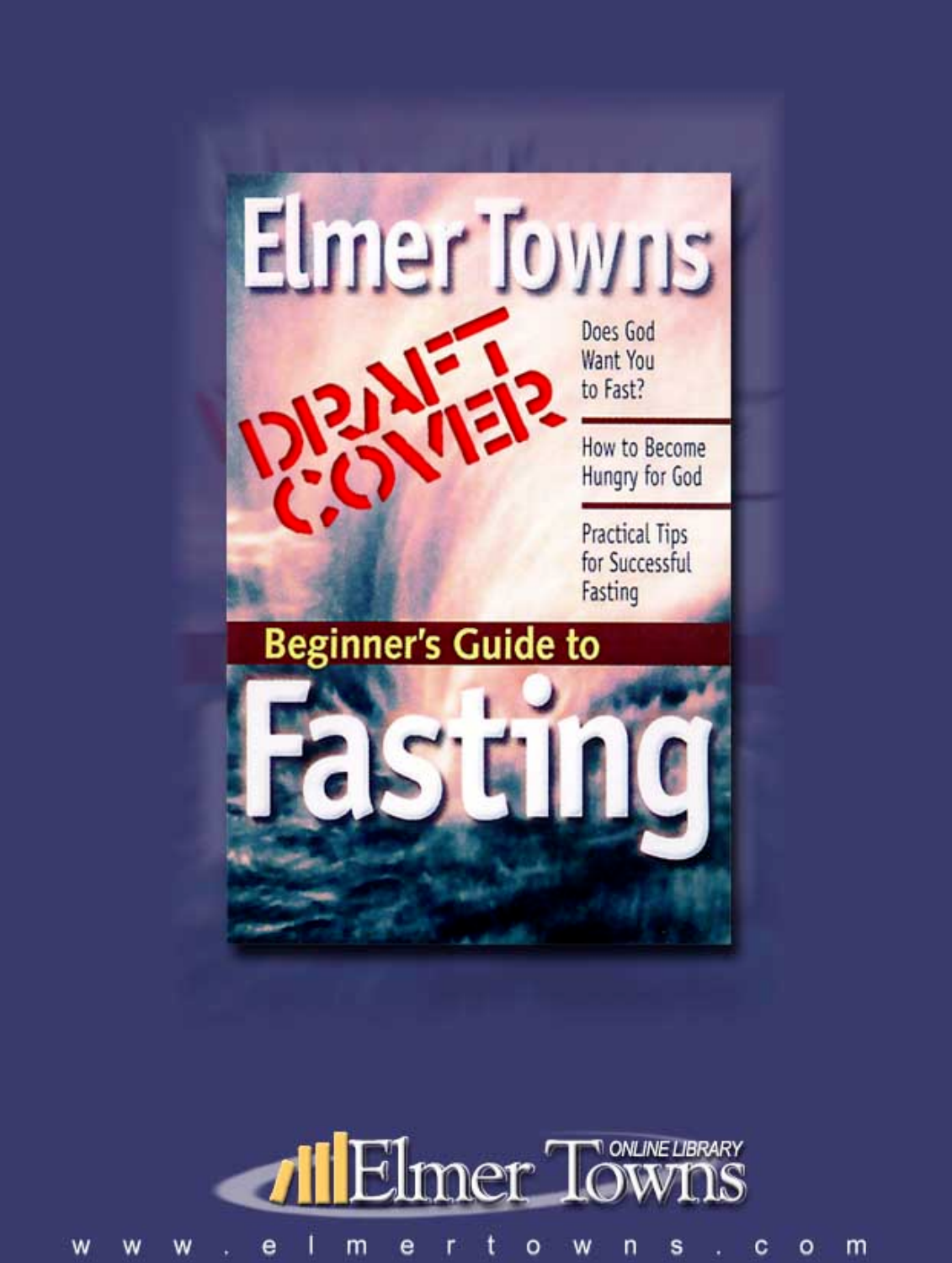# Elmer Towns

DRAFT COVER

Does God Want You to Fast?

How to Become Hungry for God

Practical Tips for Successful Fasting

## Beginner's Guide to

# Fasting

Elmer Towns ONLINE LIBRARY

www.elmertowns.com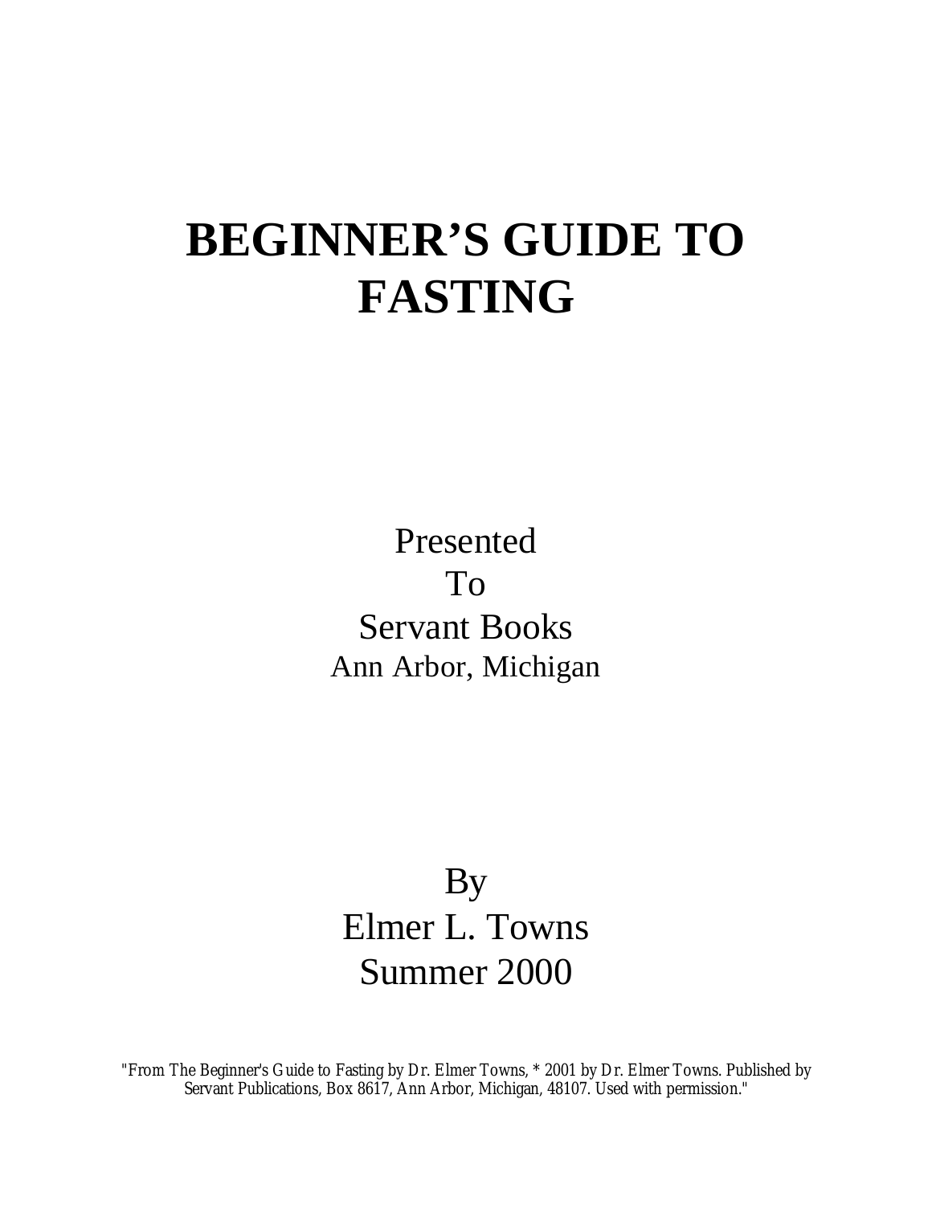# BEGINNER'S GUIDE TO FASTING

Presented
To
Servant Books
Ann Arbor, Michigan

By
Elmer L. Towns
Summer 2000

"From The Beginner's Guide to Fasting by Dr. Elmer Towns, * 2001 by Dr. Elmer Towns. Published by Servant Publications, Box 8617, Ann Arbor, Michigan, 48107. Used with permission."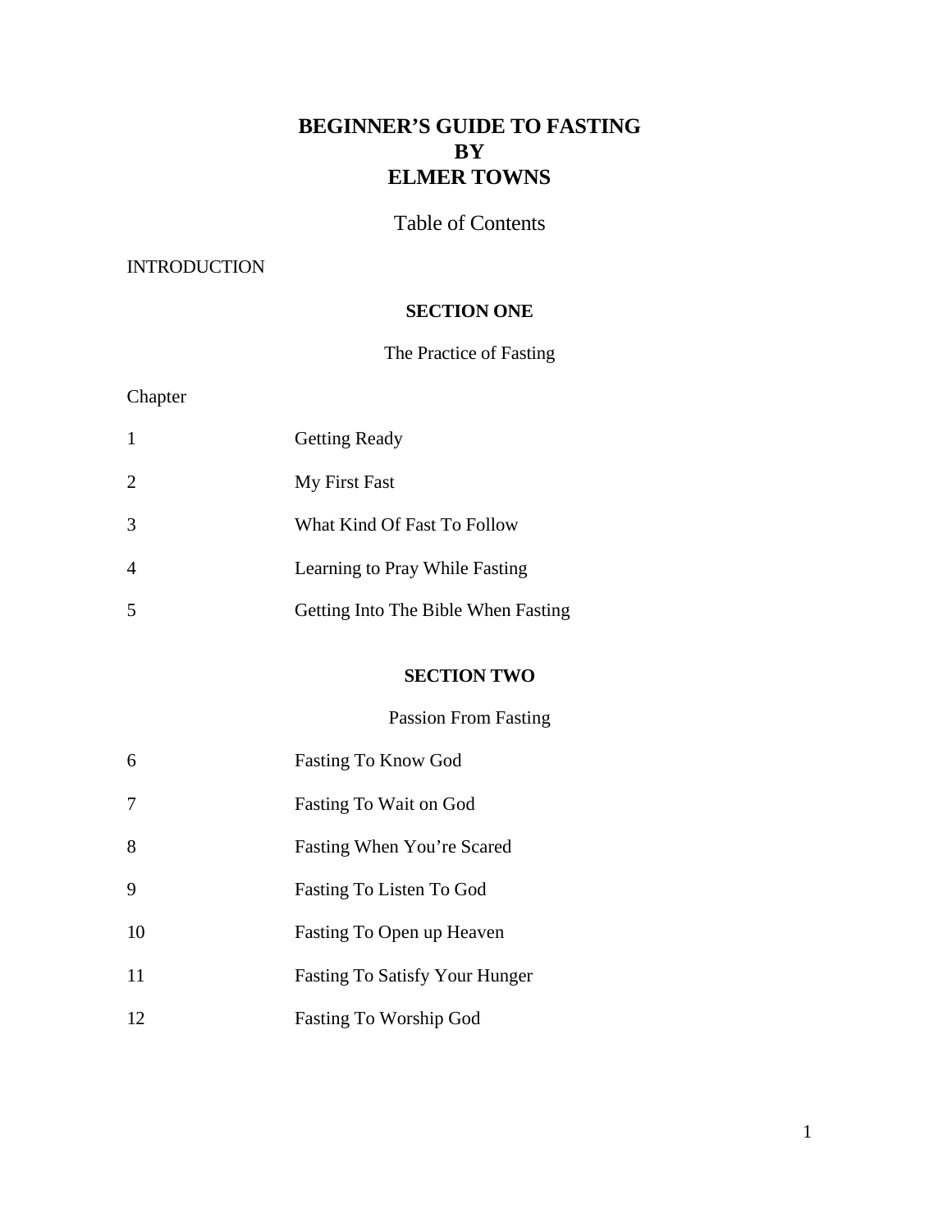# BEGINNER'S GUIDE TO FASTING BY ELMER TOWNS

## Table of Contents

INTRODUCTION

### SECTION ONE

The Practice of Fasting

| Chapter | |
|---|---|
| 1 | Getting Ready |
| 2 | My First Fast |
| 3 | What Kind Of Fast To Follow |
| 4 | Learning to Pray While Fasting |
| 5 | Getting Into The Bible When Fasting |

### SECTION TWO

Passion From Fasting

| | |
|---|---|
| 6 | Fasting To Know God |
| 7 | Fasting To Wait on God |
| 8 | Fasting When You're Scared |
| 9 | Fasting To Listen To God |
| 10 | Fasting To Open up Heaven |
| 11 | Fasting To Satisfy Your Hunger |
| 12 | Fasting To Worship God |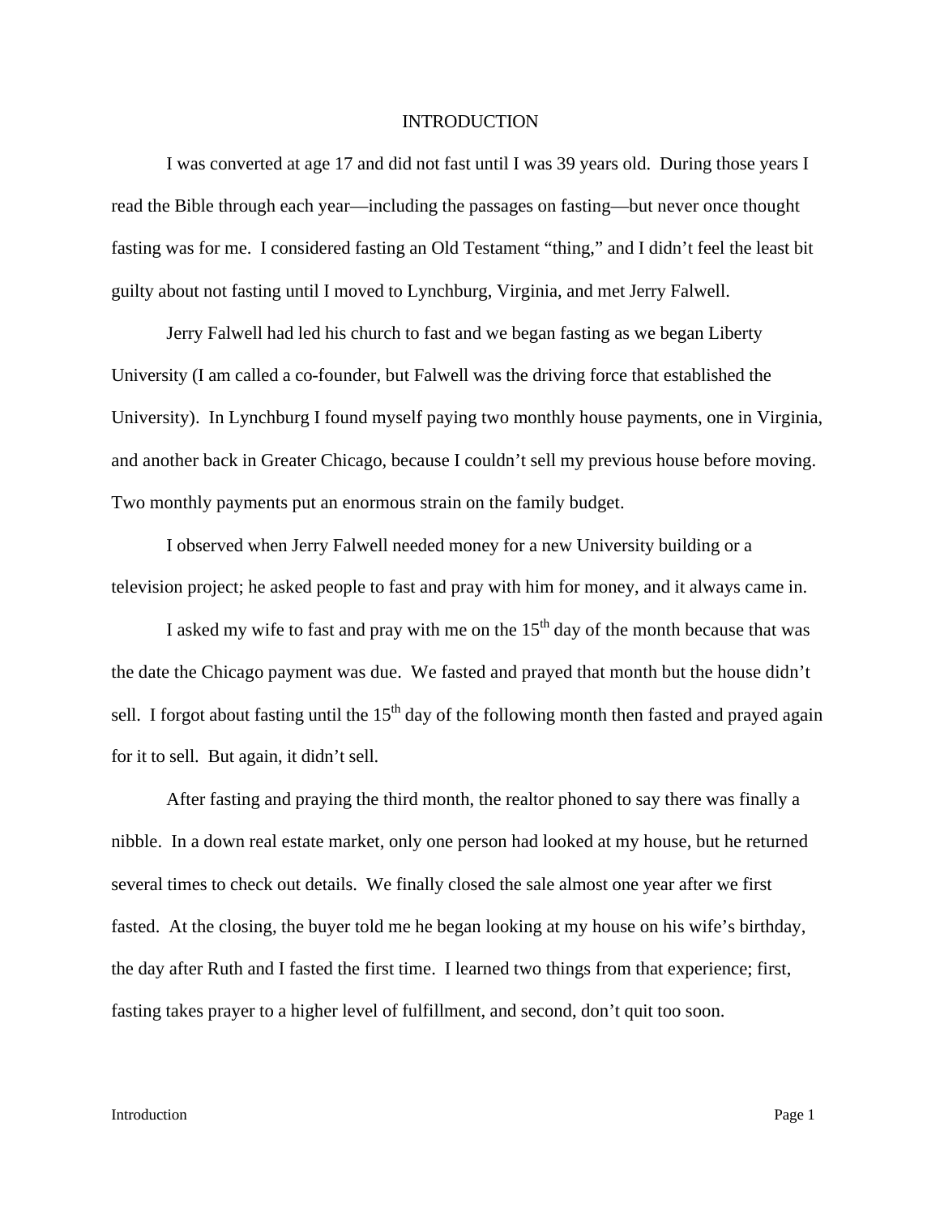# INTRODUCTION

I was converted at age 17 and did not fast until I was 39 years old. During those years I read the Bible through each year—including the passages on fasting—but never once thought fasting was for me. I considered fasting an Old Testament "thing," and I didn't feel the least bit guilty about not fasting until I moved to Lynchburg, Virginia, and met Jerry Falwell.

Jerry Falwell had led his church to fast and we began fasting as we began Liberty University (I am called a co-founder, but Falwell was the driving force that established the University). In Lynchburg I found myself paying two monthly house payments, one in Virginia, and another back in Greater Chicago, because I couldn't sell my previous house before moving. Two monthly payments put an enormous strain on the family budget.

I observed when Jerry Falwell needed money for a new University building or a television project; he asked people to fast and pray with him for money, and it always came in.

I asked my wife to fast and pray with me on the 15th day of the month because that was the date the Chicago payment was due. We fasted and prayed that month but the house didn't sell. I forgot about fasting until the 15th day of the following month then fasted and prayed again for it to sell. But again, it didn't sell.

After fasting and praying the third month, the realtor phoned to say there was finally a nibble. In a down real estate market, only one person had looked at my house, but he returned several times to check out details. We finally closed the sale almost one year after we first fasted. At the closing, the buyer told me he began looking at my house on his wife's birthday, the day after Ruth and I fasted the first time. I learned two things from that experience; first, fasting takes prayer to a higher level of fulfillment, and second, don't quit too soon.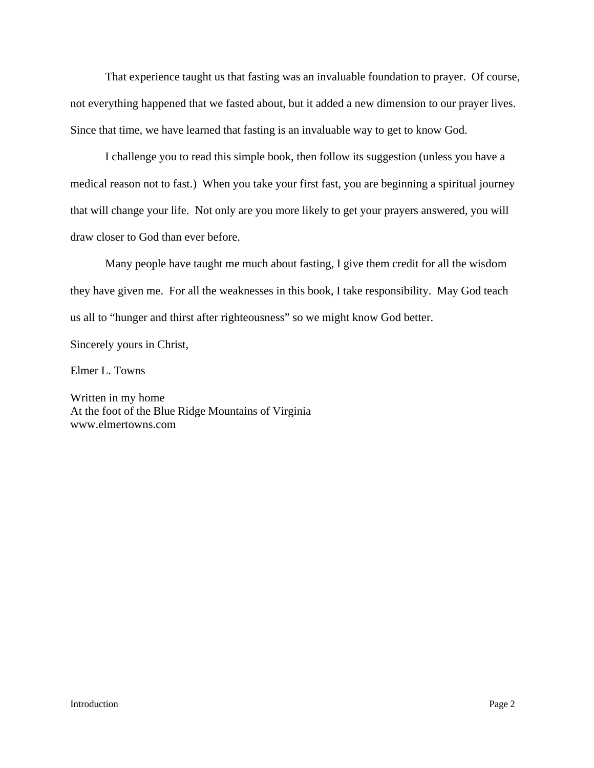That experience taught us that fasting was an invaluable foundation to prayer. Of course, not everything happened that we fasted about, but it added a new dimension to our prayer lives. Since that time, we have learned that fasting is an invaluable way to get to know God.

I challenge you to read this simple book, then follow its suggestion (unless you have a medical reason not to fast.) When you take your first fast, you are beginning a spiritual journey that will change your life. Not only are you more likely to get your prayers answered, you will draw closer to God than ever before.

Many people have taught me much about fasting, I give them credit for all the wisdom they have given me. For all the weaknesses in this book, I take responsibility. May God teach us all to "hunger and thirst after righteousness" so we might know God better.

Sincerely yours in Christ,

Elmer L. Towns

Written in my home
At the foot of the Blue Ridge Mountains of Virginia
www.elmertowns.com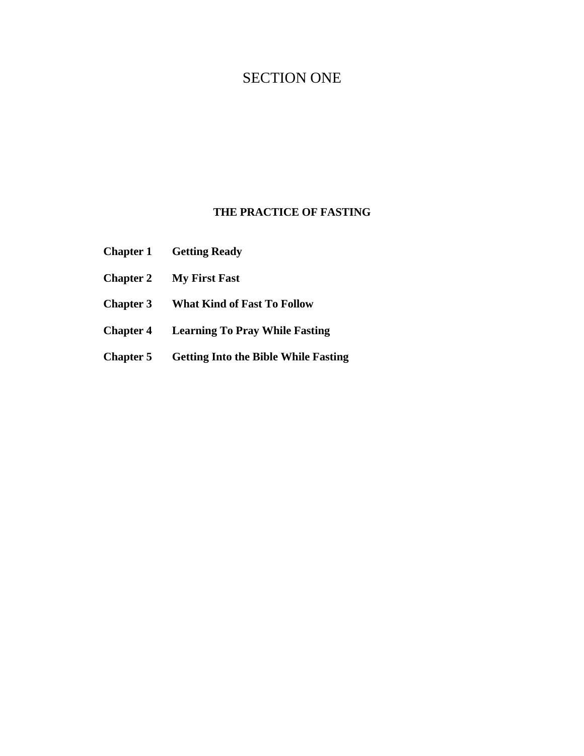# SECTION ONE

## THE PRACTICE OF FASTING

**Chapter 1** **Getting Ready**

**Chapter 2** **My First Fast**

**Chapter 3** **What Kind of Fast To Follow**

**Chapter 4** **Learning To Pray While Fasting**

**Chapter 5** **Getting Into the Bible While Fasting**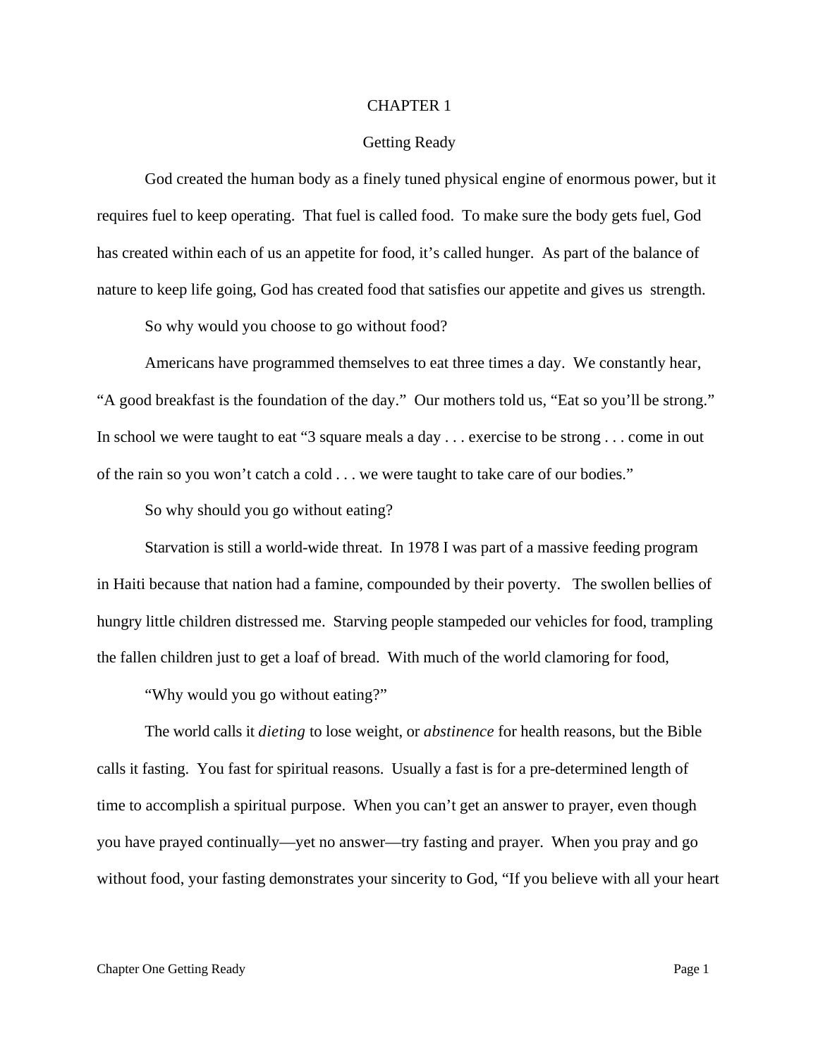# CHAPTER 1

## Getting Ready

God created the human body as a finely tuned physical engine of enormous power, but it requires fuel to keep operating. That fuel is called food. To make sure the body gets fuel, God has created within each of us an appetite for food, it's called hunger. As part of the balance of nature to keep life going, God has created food that satisfies our appetite and gives us strength.

So why would you choose to go without food?

Americans have programmed themselves to eat three times a day. We constantly hear, "A good breakfast is the foundation of the day." Our mothers told us, "Eat so you'll be strong." In school we were taught to eat "3 square meals a day . . . exercise to be strong . . . come in out of the rain so you won't catch a cold . . . we were taught to take care of our bodies."

So why should you go without eating?

Starvation is still a world-wide threat. In 1978 I was part of a massive feeding program in Haiti because that nation had a famine, compounded by their poverty. The swollen bellies of hungry little children distressed me. Starving people stampeded our vehicles for food, trampling the fallen children just to get a loaf of bread. With much of the world clamoring for food,

"Why would you go without eating?"

The world calls it *dieting* to lose weight, or *abstinence* for health reasons, but the Bible calls it fasting. You fast for spiritual reasons. Usually a fast is for a pre-determined length of time to accomplish a spiritual purpose. When you can't get an answer to prayer, even though you have prayed continually—yet no answer—try fasting and prayer. When you pray and go without food, your fasting demonstrates your sincerity to God, "If you believe with all your heart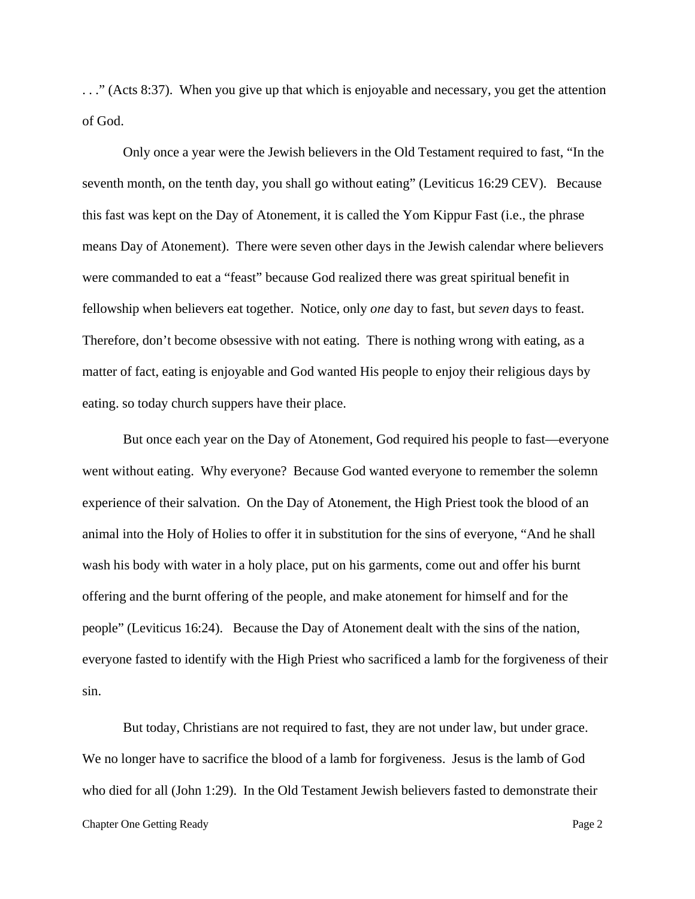. . .” (Acts 8:37). When you give up that which is enjoyable and necessary, you get the attention of God.

Only once a year were the Jewish believers in the Old Testament required to fast, “In the seventh month, on the tenth day, you shall go without eating” (Leviticus 16:29 CEV). Because this fast was kept on the Day of Atonement, it is called the Yom Kippur Fast (i.e., the phrase means Day of Atonement). There were seven other days in the Jewish calendar where believers were commanded to eat a “feast” because God realized there was great spiritual benefit in fellowship when believers eat together. Notice, only *one* day to fast, but *seven* days to feast. Therefore, don’t become obsessive with not eating. There is nothing wrong with eating, as a matter of fact, eating is enjoyable and God wanted His people to enjoy their religious days by eating. so today church suppers have their place.

But once each year on the Day of Atonement, God required his people to fast—everyone went without eating. Why everyone? Because God wanted everyone to remember the solemn experience of their salvation. On the Day of Atonement, the High Priest took the blood of an animal into the Holy of Holies to offer it in substitution for the sins of everyone, “And he shall wash his body with water in a holy place, put on his garments, come out and offer his burnt offering and the burnt offering of the people, and make atonement for himself and for the people” (Leviticus 16:24). Because the Day of Atonement dealt with the sins of the nation, everyone fasted to identify with the High Priest who sacrificed a lamb for the forgiveness of their sin.

But today, Christians are not required to fast, they are not under law, but under grace. We no longer have to sacrifice the blood of a lamb for forgiveness. Jesus is the lamb of God who died for all (John 1:29). In the Old Testament Jewish believers fasted to demonstrate their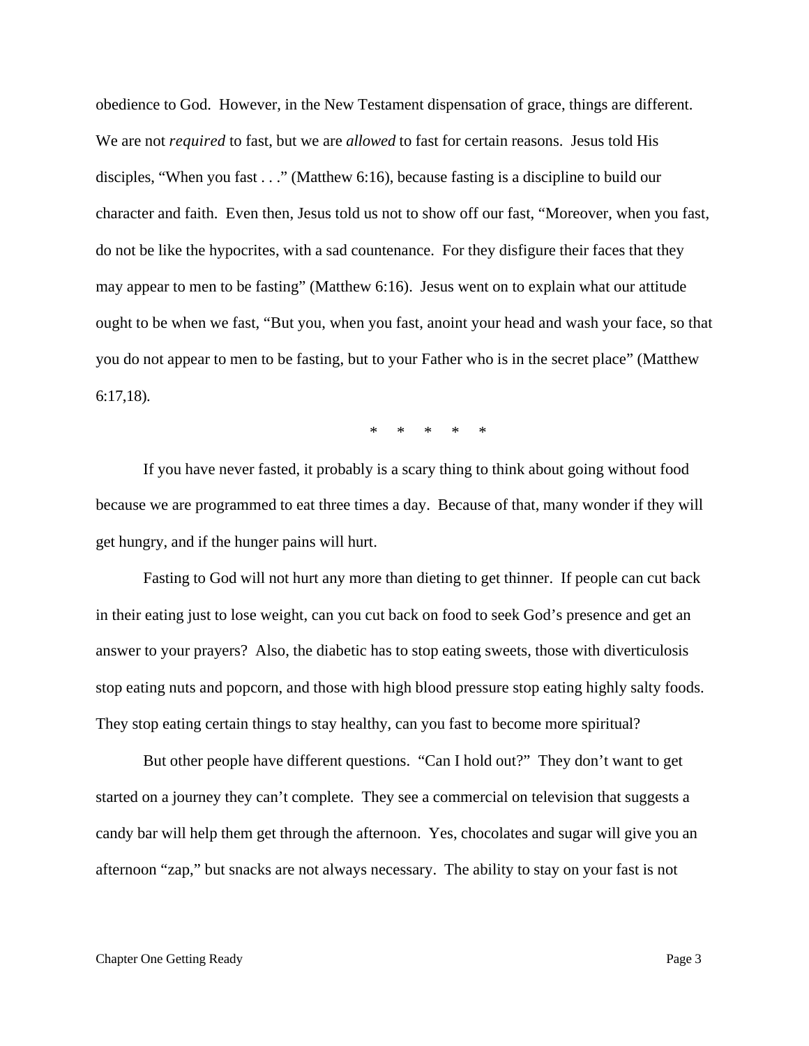obedience to God. However, in the New Testament dispensation of grace, things are different. We are not *required* to fast, but we are *allowed* to fast for certain reasons. Jesus told His disciples, "When you fast . . ." (Matthew 6:16), because fasting is a discipline to build our character and faith. Even then, Jesus told us not to show off our fast, "Moreover, when you fast, do not be like the hypocrites, with a sad countenance. For they disfigure their faces that they may appear to men to be fasting" (Matthew 6:16). Jesus went on to explain what our attitude ought to be when we fast, "But you, when you fast, anoint your head and wash your face, so that you do not appear to men to be fasting, but to your Father who is in the secret place" (Matthew 6:17,18).

\* \* \* \* \*

If you have never fasted, it probably is a scary thing to think about going without food because we are programmed to eat three times a day. Because of that, many wonder if they will get hungry, and if the hunger pains will hurt.

Fasting to God will not hurt any more than dieting to get thinner. If people can cut back in their eating just to lose weight, can you cut back on food to seek God's presence and get an answer to your prayers? Also, the diabetic has to stop eating sweets, those with diverticulosis stop eating nuts and popcorn, and those with high blood pressure stop eating highly salty foods. They stop eating certain things to stay healthy, can you fast to become more spiritual?

But other people have different questions. "Can I hold out?" They don't want to get started on a journey they can't complete. They see a commercial on television that suggests a candy bar will help them get through the afternoon. Yes, chocolates and sugar will give you an afternoon "zap," but snacks are not always necessary. The ability to stay on your fast is not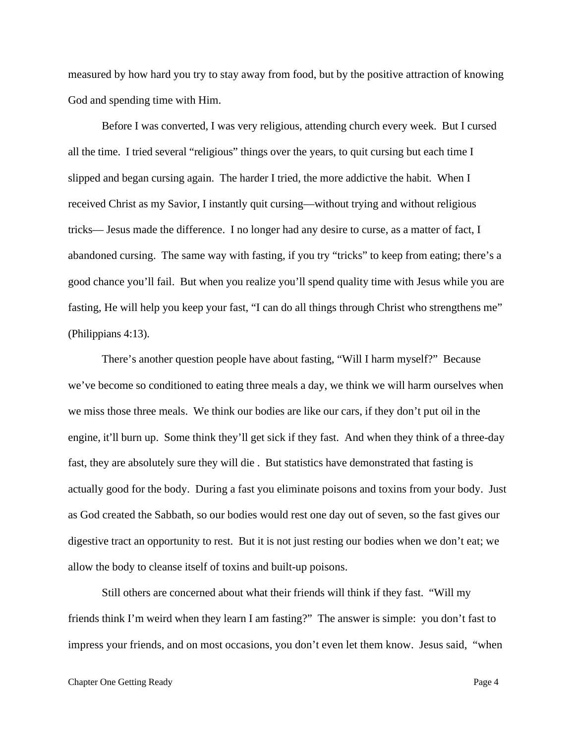measured by how hard you try to stay away from food, but by the positive attraction of knowing God and spending time with Him.

Before I was converted, I was very religious, attending church every week. But I cursed all the time. I tried several "religious" things over the years, to quit cursing but each time I slipped and began cursing again. The harder I tried, the more addictive the habit. When I received Christ as my Savior, I instantly quit cursing—without trying and without religious tricks— Jesus made the difference. I no longer had any desire to curse, as a matter of fact, I abandoned cursing. The same way with fasting, if you try "tricks" to keep from eating; there's a good chance you'll fail. But when you realize you'll spend quality time with Jesus while you are fasting, He will help you keep your fast, "I can do all things through Christ who strengthens me" (Philippians 4:13).

There's another question people have about fasting, "Will I harm myself?" Because we've become so conditioned to eating three meals a day, we think we will harm ourselves when we miss those three meals. We think our bodies are like our cars, if they don't put oil in the engine, it'll burn up. Some think they'll get sick if they fast. And when they think of a three-day fast, they are absolutely sure they will die . But statistics have demonstrated that fasting is actually good for the body. During a fast you eliminate poisons and toxins from your body. Just as God created the Sabbath, so our bodies would rest one day out of seven, so the fast gives our digestive tract an opportunity to rest. But it is not just resting our bodies when we don't eat; we allow the body to cleanse itself of toxins and built-up poisons.

Still others are concerned about what their friends will think if they fast. "Will my friends think I'm weird when they learn I am fasting?" The answer is simple: you don't fast to impress your friends, and on most occasions, you don't even let them know. Jesus said, "when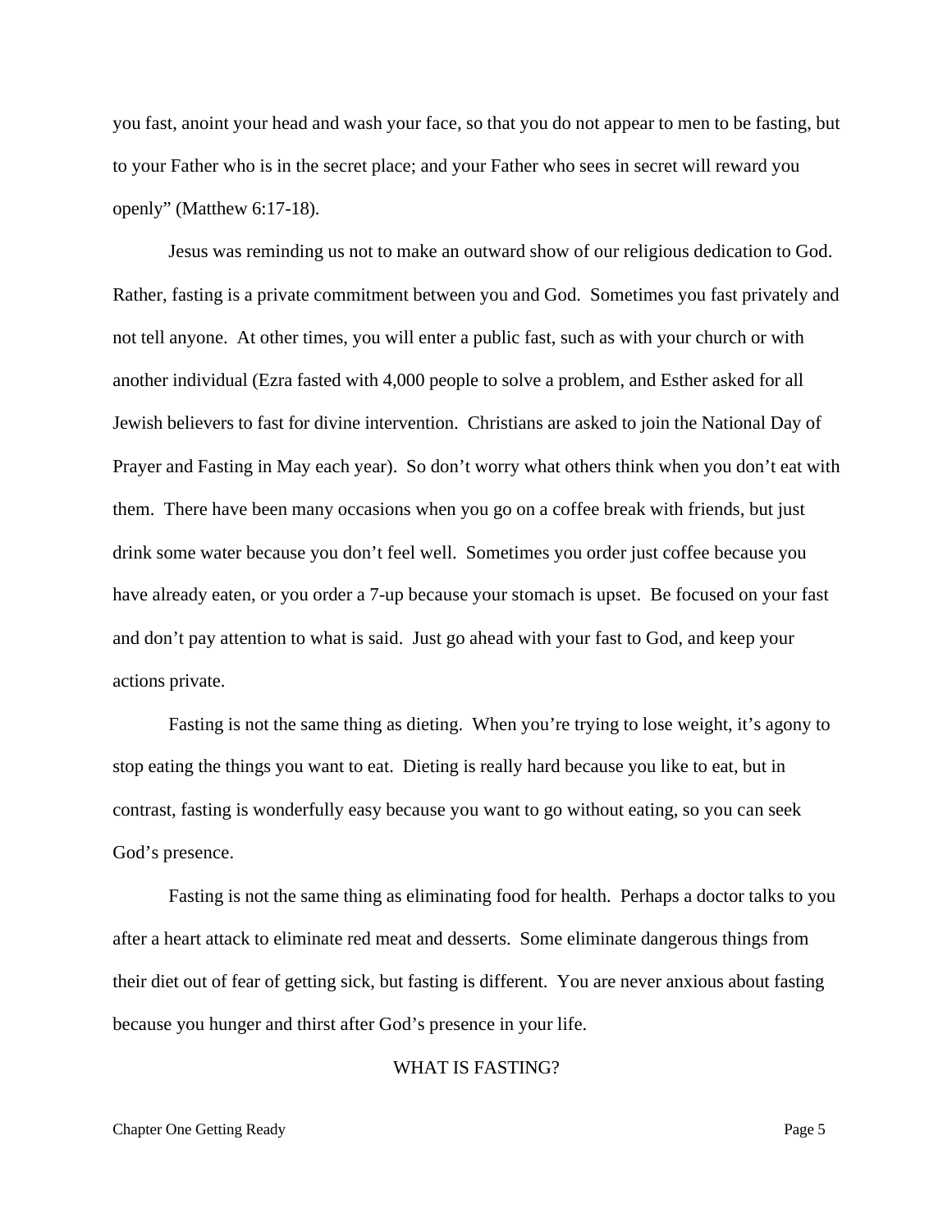you fast, anoint your head and wash your face, so that you do not appear to men to be fasting, but to your Father who is in the secret place; and your Father who sees in secret will reward you openly" (Matthew 6:17-18).

Jesus was reminding us not to make an outward show of our religious dedication to God. Rather, fasting is a private commitment between you and God. Sometimes you fast privately and not tell anyone. At other times, you will enter a public fast, such as with your church or with another individual (Ezra fasted with 4,000 people to solve a problem, and Esther asked for all Jewish believers to fast for divine intervention. Christians are asked to join the National Day of Prayer and Fasting in May each year). So don't worry what others think when you don't eat with them. There have been many occasions when you go on a coffee break with friends, but just drink some water because you don't feel well. Sometimes you order just coffee because you have already eaten, or you order a 7-up because your stomach is upset. Be focused on your fast and don't pay attention to what is said. Just go ahead with your fast to God, and keep your actions private.

Fasting is not the same thing as dieting. When you're trying to lose weight, it's agony to stop eating the things you want to eat. Dieting is really hard because you like to eat, but in contrast, fasting is wonderfully easy because you want to go without eating, so you can seek God's presence.

Fasting is not the same thing as eliminating food for health. Perhaps a doctor talks to you after a heart attack to eliminate red meat and desserts. Some eliminate dangerous things from their diet out of fear of getting sick, but fasting is different. You are never anxious about fasting because you hunger and thirst after God's presence in your life.

## WHAT IS FASTING?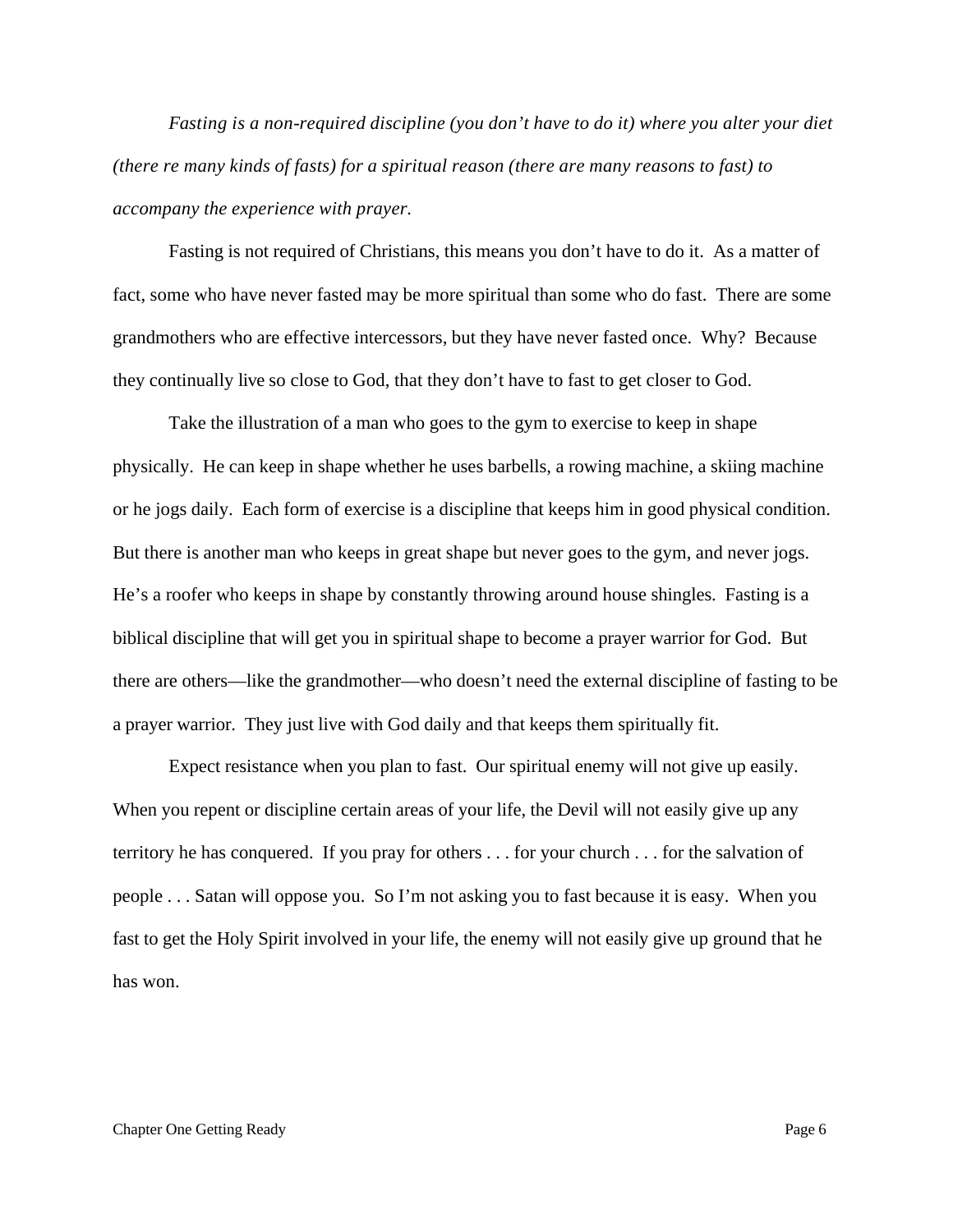*Fasting is a non-required discipline (you don't have to do it) where you alter your diet (there re many kinds of fasts) for a spiritual reason (there are many reasons to fast) to accompany the experience with prayer.*

Fasting is not required of Christians, this means you don't have to do it. As a matter of fact, some who have never fasted may be more spiritual than some who do fast. There are some grandmothers who are effective intercessors, but they have never fasted once. Why? Because they continually live so close to God, that they don't have to fast to get closer to God.

Take the illustration of a man who goes to the gym to exercise to keep in shape physically. He can keep in shape whether he uses barbells, a rowing machine, a skiing machine or he jogs daily. Each form of exercise is a discipline that keeps him in good physical condition. But there is another man who keeps in great shape but never goes to the gym, and never jogs. He's a roofer who keeps in shape by constantly throwing around house shingles. Fasting is a biblical discipline that will get you in spiritual shape to become a prayer warrior for God. But there are others—like the grandmother—who doesn't need the external discipline of fasting to be a prayer warrior. They just live with God daily and that keeps them spiritually fit.

Expect resistance when you plan to fast. Our spiritual enemy will not give up easily. When you repent or discipline certain areas of your life, the Devil will not easily give up any territory he has conquered. If you pray for others . . . for your church . . . for the salvation of people . . . Satan will oppose you. So I'm not asking you to fast because it is easy. When you fast to get the Holy Spirit involved in your life, the enemy will not easily give up ground that he has won.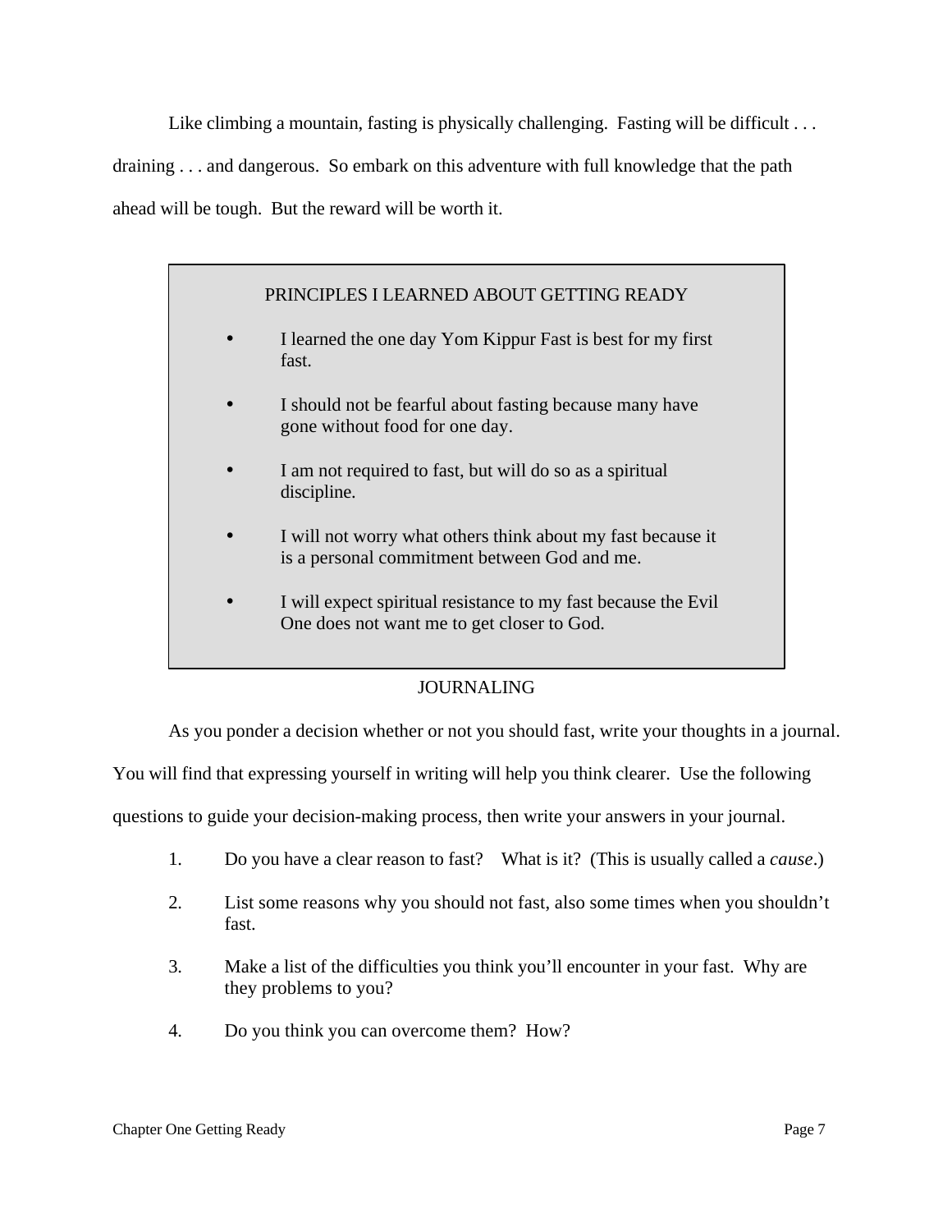Like climbing a mountain, fasting is physically challenging. Fasting will be difficult . . . draining . . . and dangerous. So embark on this adventure with full knowledge that the path ahead will be tough. But the reward will be worth it.

> PRINCIPLES I LEARNED ABOUT GETTING READY
>
> - I learned the one day Yom Kippur Fast is best for my first fast.
> - I should not be fearful about fasting because many have gone without food for one day.
> - I am not required to fast, but will do so as a spiritual discipline.
> - I will not worry what others think about my fast because it is a personal commitment between God and me.
> - I will expect spiritual resistance to my fast because the Evil One does not want me to get closer to God.

## JOURNALING

As you ponder a decision whether or not you should fast, write your thoughts in a journal. You will find that expressing yourself in writing will help you think clearer. Use the following questions to guide your decision-making process, then write your answers in your journal.

1. Do you have a clear reason to fast? What is it? (This is usually called a *cause*.)
2. List some reasons why you should not fast, also some times when you shouldn't fast.
3. Make a list of the difficulties you think you'll encounter in your fast. Why are they problems to you?
4. Do you think you can overcome them? How?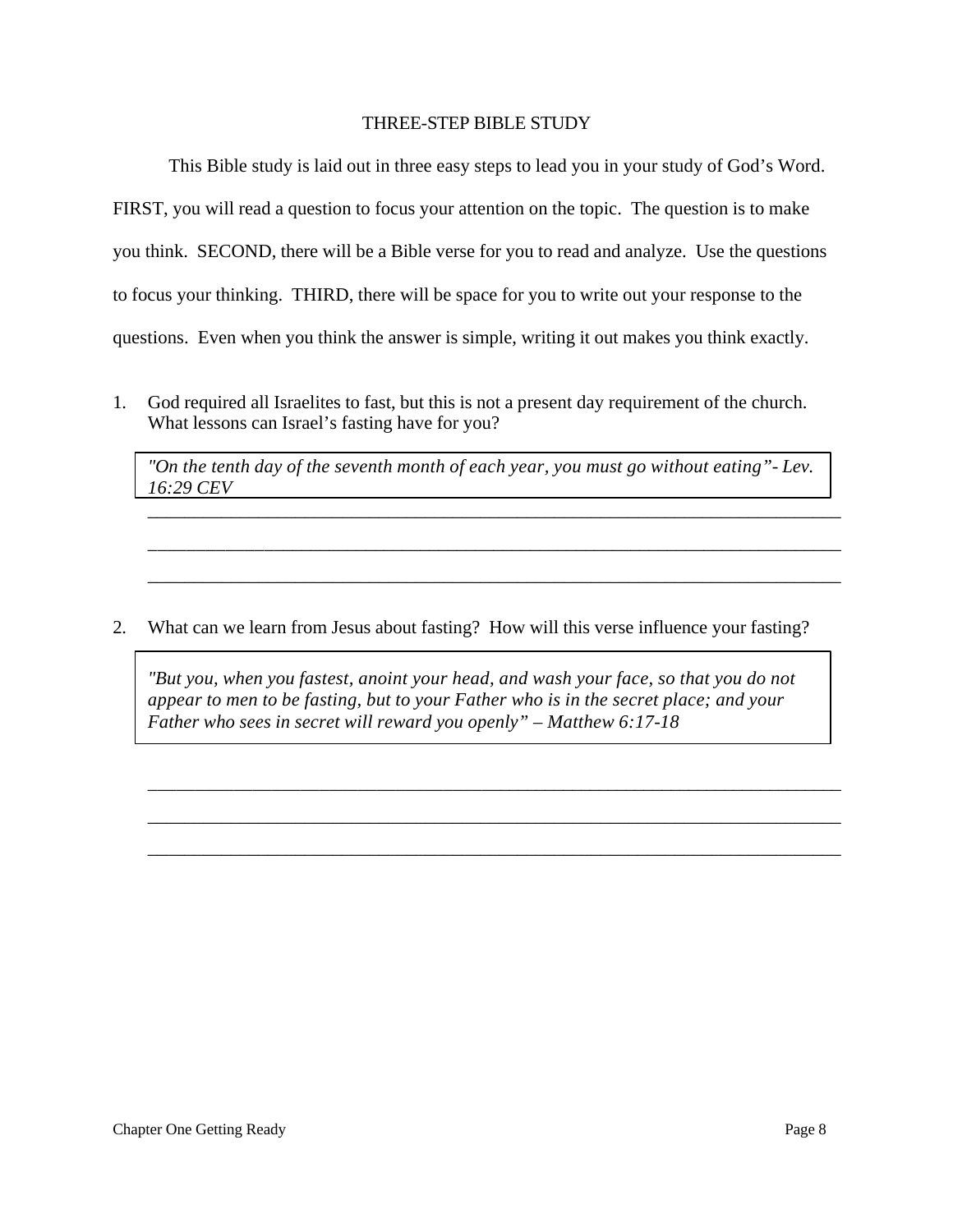# THREE-STEP BIBLE STUDY

This Bible study is laid out in three easy steps to lead you in your study of God's Word. FIRST, you will read a question to focus your attention on the topic. The question is to make you think. SECOND, there will be a Bible verse for you to read and analyze. Use the questions to focus your thinking. THIRD, there will be space for you to write out your response to the questions. Even when you think the answer is simple, writing it out makes you think exactly.

1. God required all Israelites to fast, but this is not a present day requirement of the church. What lessons can Israel's fasting have for you?

> *"On the tenth day of the seventh month of each year, you must go without eating"- Lev. 16:29 CEV*

_____________________________________________________________________________

_____________________________________________________________________________

_____________________________________________________________________________

2. What can we learn from Jesus about fasting? How will this verse influence your fasting?

> *"But you, when you fastest, anoint your head, and wash your face, so that you do not appear to men to be fasting, but to your Father who is in the secret place; and your Father who sees in secret will reward you openly" – Matthew 6:17-18*

_____________________________________________________________________________

_____________________________________________________________________________

_____________________________________________________________________________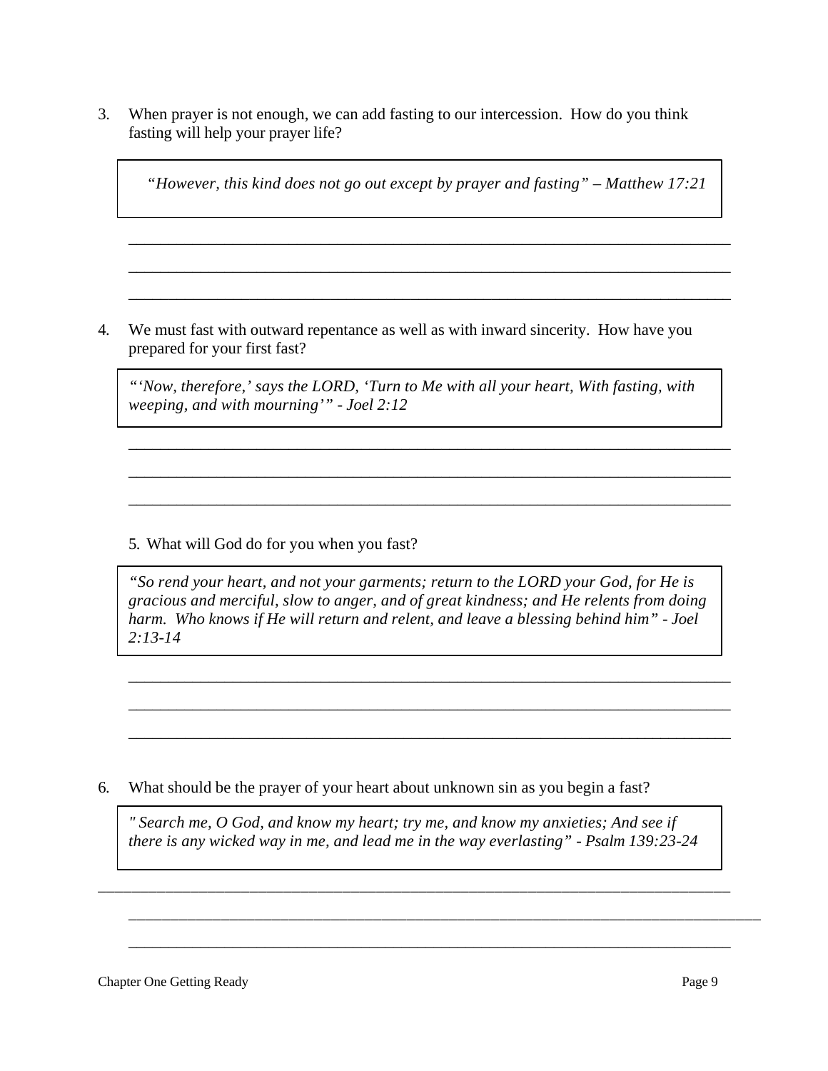3. When prayer is not enough, we can add fasting to our intercession. How do you think fasting will help your prayer life?

> *"However, this kind does not go out except by prayer and fasting" – Matthew 17:21*

_______________________________________________________________________________

_______________________________________________________________________________

_______________________________________________________________________________

4. We must fast with outward repentance as well as with inward sincerity. How have you prepared for your first fast?

> *"'Now, therefore,' says the LORD, 'Turn to Me with all your heart, With fasting, with weeping, and with mourning'" - Joel 2:12*

_______________________________________________________________________________

_______________________________________________________________________________

_______________________________________________________________________________

5. What will God do for you when you fast?

> *"So rend your heart, and not your garments; return to the LORD your God, for He is gracious and merciful, slow to anger, and of great kindness; and He relents from doing harm. Who knows if He will return and relent, and leave a blessing behind him" - Joel 2:13-14*

_______________________________________________________________________________

_______________________________________________________________________________

_______________________________________________________________________________

6. What should be the prayer of your heart about unknown sin as you begin a fast?

> *" Search me, O God, and know my heart; try me, and know my anxieties; And see if there is any wicked way in me, and lead me in the way everlasting" - Psalm 139:23-24*

_______________________________________________________________________________

_______________________________________________________________________________

_______________________________________________________________________________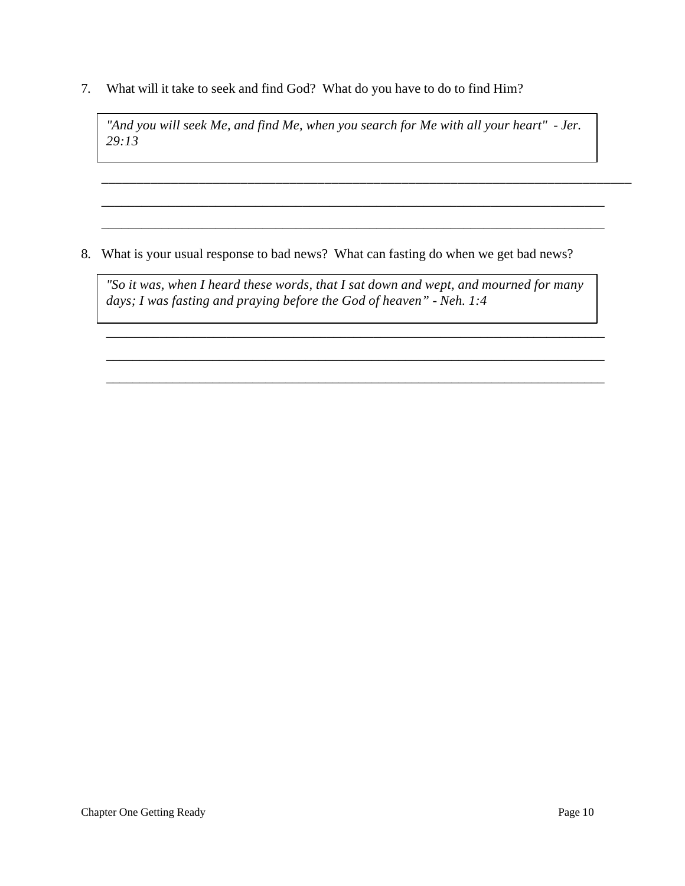7. What will it take to seek and find God? What do you have to do to find Him?

> *"And you will seek Me, and find Me, when you search for Me with all your heart" - Jer. 29:13*

___________________________________________________________________________

___________________________________________________________________________

___________________________________________________________________________

8. What is your usual response to bad news? What can fasting do when we get bad news?

> *"So it was, when I heard these words, that I sat down and wept, and mourned for many days; I was fasting and praying before the God of heaven" - Neh. 1:4*

___________________________________________________________________________

___________________________________________________________________________

___________________________________________________________________________